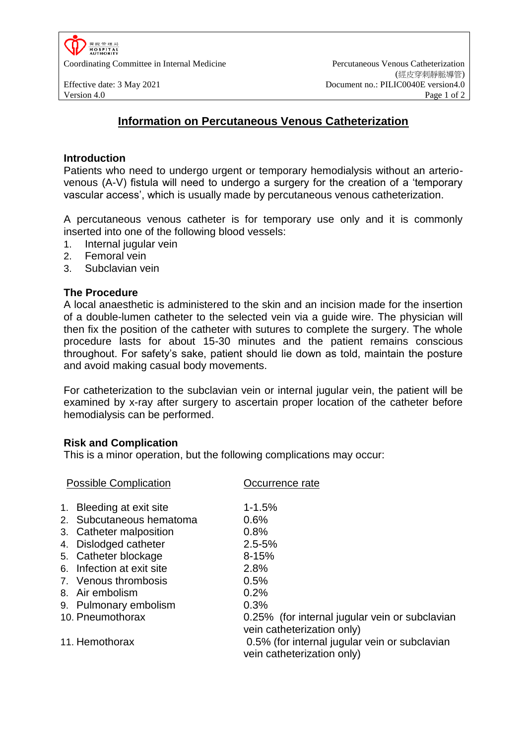# Information on Percutaneous Venous Catheterization

## Introduction

Patients who need to undergo urgent or temporary hemodialysis without an arterio-venous (A-V) fistula will need to undergo a surgery for the creation of a 'temporary vascular access', which is usually made by percutaneous venous catheterization.

A percutaneous venous catheter is for temporary use only and it is commonly inserted into one of the following blood vessels:

1. Internal jugular vein
2. Femoral vein
3. Subclavian vein

## The Procedure

A local anaesthetic is administered to the skin and an incision made for the insertion of a double-lumen catheter to the selected vein via a guide wire. The physician will then fix the position of the catheter with sutures to complete the surgery. The whole procedure lasts for about 15-30 minutes and the patient remains conscious throughout. For safety's sake, patient should lie down as told, maintain the posture and avoid making casual body movements.

For catheterization to the subclavian vein or internal jugular vein, the patient will be examined by x-ray after surgery to ascertain proper location of the catheter before hemodialysis can be performed.

## Risk and Complication

This is a minor operation, but the following complications may occur:

| Possible Complication | Occurrence rate |
|---|---|
| 1. Bleeding at exit site | 1-1.5% |
| 2. Subcutaneous hematoma | 0.6% |
| 3. Catheter malposition | 0.8% |
| 4. Dislodged catheter | 2.5-5% |
| 5. Catheter blockage | 8-15% |
| 6. Infection at exit site | 2.8% |
| 7. Venous thrombosis | 0.5% |
| 8. Air embolism | 0.2% |
| 9. Pulmonary embolism | 0.3% |
| 10. Pneumothorax | 0.25% (for internal jugular vein or subclavian vein catheterization only) |
| 11. Hemothorax | 0.5% (for internal jugular vein or subclavian vein catheterization only) |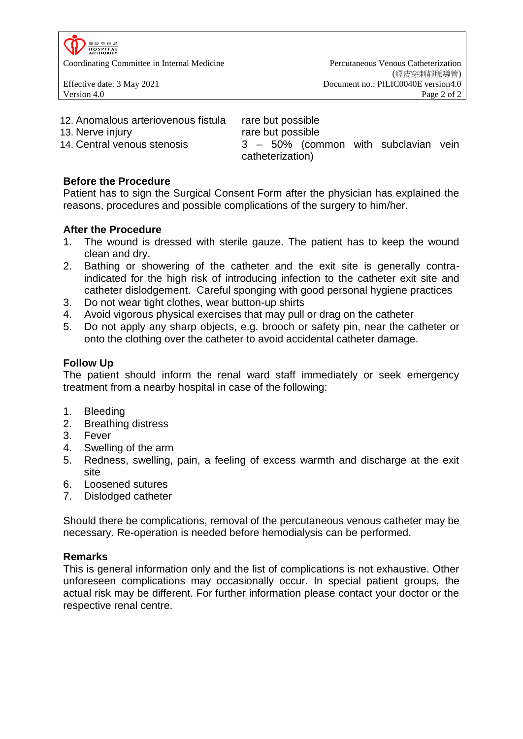| | |
|---|---|
| 12. Anomalous arteriovenous fistula | rare but possible |
| 13. Nerve injury | rare but possible |
| 14. Central venous stenosis | 3 – 50% (common with subclavian vein catheterization) |

## Before the Procedure

Patient has to sign the Surgical Consent Form after the physician has explained the reasons, procedures and possible complications of the surgery to him/her.

## After the Procedure

1. The wound is dressed with sterile gauze. The patient has to keep the wound clean and dry.
2. Bathing or showering of the catheter and the exit site is generally contra-indicated for the high risk of introducing infection to the catheter exit site and catheter dislodgement. Careful sponging with good personal hygiene practices
3. Do not wear tight clothes, wear button-up shirts
4. Avoid vigorous physical exercises that may pull or drag on the catheter
5. Do not apply any sharp objects, e.g. brooch or safety pin, near the catheter or onto the clothing over the catheter to avoid accidental catheter damage.

## Follow Up

The patient should inform the renal ward staff immediately or seek emergency treatment from a nearby hospital in case of the following:

1. Bleeding
2. Breathing distress
3. Fever
4. Swelling of the arm
5. Redness, swelling, pain, a feeling of excess warmth and discharge at the exit site
6. Loosened sutures
7. Dislodged catheter

Should there be complications, removal of the percutaneous venous catheter may be necessary. Re-operation is needed before hemodialysis can be performed.

## Remarks

This is general information only and the list of complications is not exhaustive. Other unforeseen complications may occasionally occur. In special patient groups, the actual risk may be different. For further information please contact your doctor or the respective renal centre.